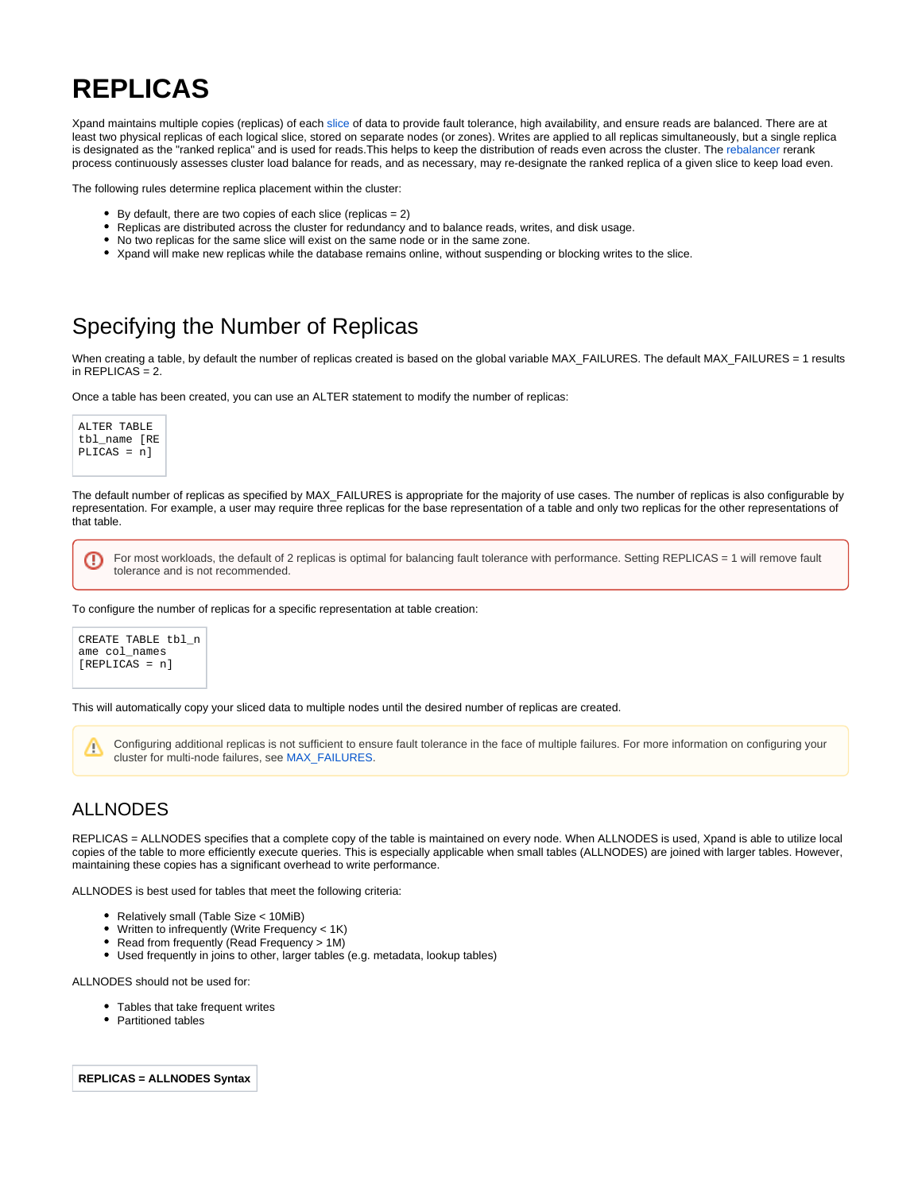# REPLICAS

Xpand maintains multiple copies (replicas) of each slice of data to provide fault tolerance, high availability, and ensure reads are balanced. There are at least two physical replicas of each logical slice, stored on separate nodes (or zones). Writes are applied to all replicas simultaneously, but a single replica is designated as the "ranked replica" and is used for reads.This helps to keep the distribution of reads even across the cluster. The rebalancer rerank process continuously assesses cluster load balance for reads, and as necessary, may re-designate the ranked replica of a given slice to keep load even.

The following rules determine replica placement within the cluster:

- By default, there are two copies of each slice (replicas = 2)
- Replicas are distributed across the cluster for redundancy and to balance reads, writes, and disk usage.
- No two replicas for the same slice will exist on the same node or in the same zone.
- Xpand will make new replicas while the database remains online, without suspending or blocking writes to the slice.

## Specifying the Number of Replicas

When creating a table, by default the number of replicas created is based on the global variable MAX_FAILURES. The default MAX_FAILURES = 1 results in REPLICAS = 2.

Once a table has been created, you can use an ALTER statement to modify the number of replicas:

```
ALTER TABLE tbl_name [REPLICAS = n]
```

The default number of replicas as specified by MAX_FAILURES is appropriate for the majority of use cases. The number of replicas is also configurable by representation. For example, a user may require three replicas for the base representation of a table and only two replicas for the other representations of that table.

> For most workloads, the default of 2 replicas is optimal for balancing fault tolerance with performance. Setting REPLICAS = 1 will remove fault tolerance and is not recommended.

To configure the number of replicas for a specific representation at table creation:

```
CREATE TABLE tbl_name col_names [REPLICAS = n]
```

This will automatically copy your sliced data to multiple nodes until the desired number of replicas are created.

> Configuring additional replicas is not sufficient to ensure fault tolerance in the face of multiple failures. For more information on configuring your cluster for multi-node failures, see MAX_FAILURES.

### ALLNODES

REPLICAS = ALLNODES specifies that a complete copy of the table is maintained on every node. When ALLNODES is used, Xpand is able to utilize local copies of the table to more efficiently execute queries. This is especially applicable when small tables (ALLNODES) are joined with larger tables. However, maintaining these copies has a significant overhead to write performance.

ALLNODES is best used for tables that meet the following criteria:

- Relatively small (Table Size < 10MiB)
- Written to infrequently (Write Frequency < 1K)
- Read from frequently (Read Frequency > 1M)
- Used frequently in joins to other, larger tables (e.g. metadata, lookup tables)

ALLNODES should not be used for:

- Tables that take frequent writes
- Partitioned tables

**REPLICAS = ALLNODES Syntax**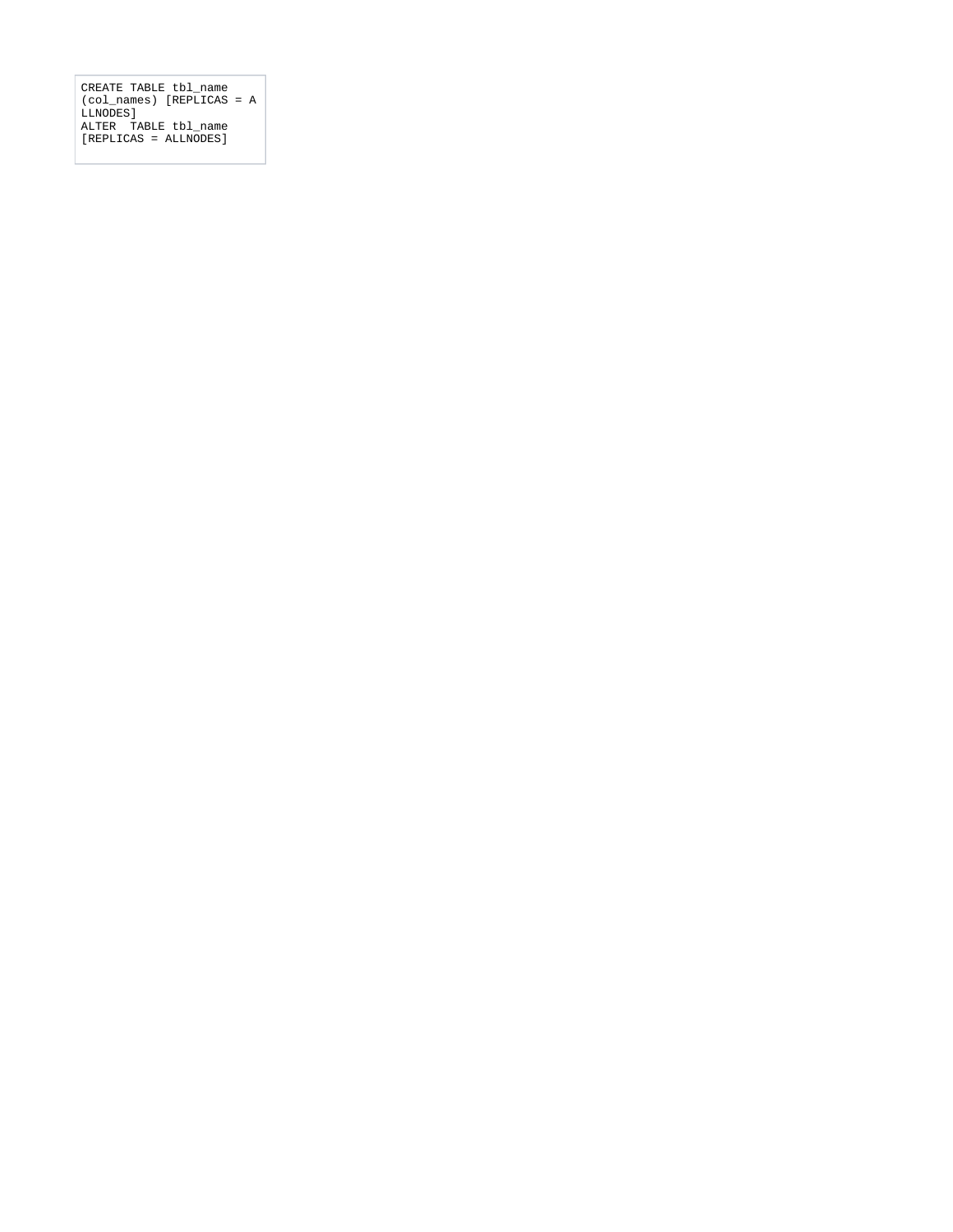```
CREATE TABLE tbl_name
(col_names) [REPLICAS = A
LLNODES]
ALTER  TABLE tbl_name
[REPLICAS = ALLNODES]
```